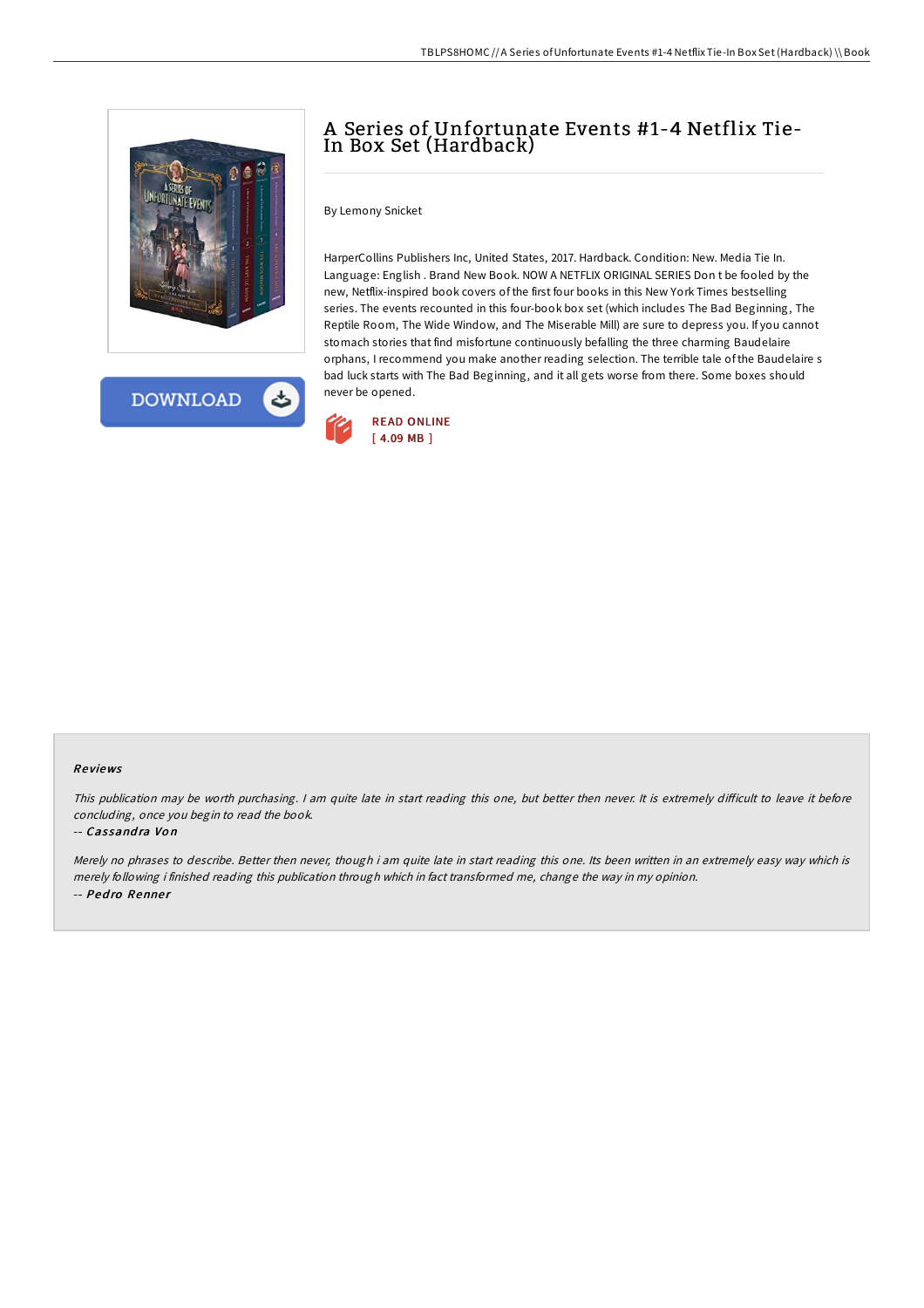# A Series of Unfortunate Events #1-4 Netflix Tie-In Box Set (Hardback)

By Lemony Snicket

HarperCollins Publishers Inc, United States, 2017. Hardback. Condition: New. Media Tie In. Language: English . Brand New Book. NOW A NETFLIX ORIGINAL SERIES Don t be fooled by the new, Netflix-inspired book covers of the first four books in this New York Times bestselling series. The events recounted in this four-book box set (which includes The Bad Beginning, The Reptile Room, The Wide Window, and The Miserable Mill) are sure to depress you. If you cannot stomach stories that find misfortune continuously befalling the three charming Baudelaire orphans, I recommend you make another reading selection. The terrible tale of the Baudelaire s bad luck starts with The Bad Beginning, and it all gets worse from there. Some boxes should never be opened.

DOWNLOAD

READ ONLINE
[ 4.09 MB ]

## Reviews

*This publication may be worth purchasing. I am quite late in start reading this one, but better then never. It is extremely difficult to leave it before concluding, once you begin to read the book.*

-- *Cassandra Von*

*Merely no phrases to describe. Better then never, though i am quite late in start reading this one. Its been written in an extremely easy way which is merely following i finished reading this publication through which in fact transformed me, change the way in my opinion.*

-- *Pedro Renner*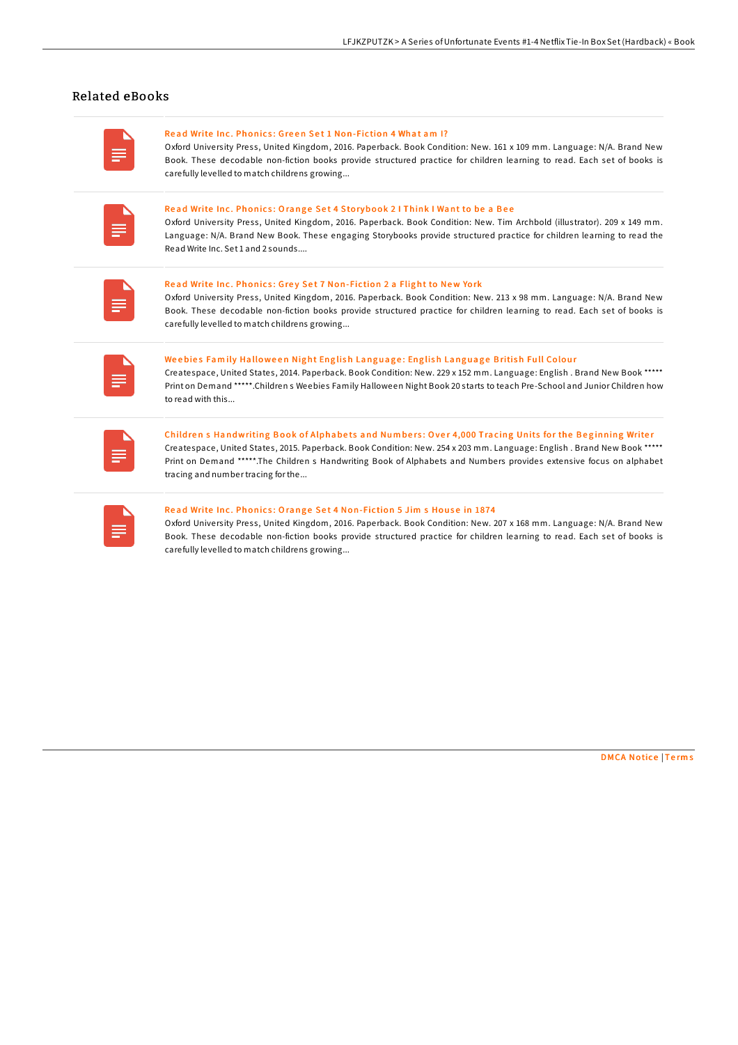## Related eBooks

### Read Write Inc. Phonics: Green Set 1 Non-Fiction 4 What am I?

Oxford University Press, United Kingdom, 2016. Paperback. Book Condition: New. 161 x 109 mm. Language: N/A. Brand New Book. These decodable non-fiction books provide structured practice for children learning to read. Each set of books is carefully levelled to match childrens growing...

### Read Write Inc. Phonics: Orange Set 4 Storybook 2 I Think I Want to be a Bee

Oxford University Press, United Kingdom, 2016. Paperback. Book Condition: New. Tim Archbold (illustrator). 209 x 149 mm. Language: N/A. Brand New Book. These engaging Storybooks provide structured practice for children learning to read the Read Write Inc. Set 1 and 2 sounds....

### Read Write Inc. Phonics: Grey Set 7 Non-Fiction 2 a Flight to New York

Oxford University Press, United Kingdom, 2016. Paperback. Book Condition: New. 213 x 98 mm. Language: N/A. Brand New Book. These decodable non-fiction books provide structured practice for children learning to read. Each set of books is carefully levelled to match childrens growing...

### Weebies Family Halloween Night English Language: English Language British Full Colour

Createspace, United States, 2014. Paperback. Book Condition: New. 229 x 152 mm. Language: English . Brand New Book ***** Print on Demand *****.Children s Weebies Family Halloween Night Book 20 starts to teach Pre-School and Junior Children how to read with this...

### Children s Handwriting Book of Alphabets and Numbers: Over 4,000 Tracing Units for the Beginning Writer

Createspace, United States, 2015. Paperback. Book Condition: New. 254 x 203 mm. Language: English . Brand New Book ***** Print on Demand *****.The Children s Handwriting Book of Alphabets and Numbers provides extensive focus on alphabet tracing and number tracing for the...

### Read Write Inc. Phonics: Orange Set 4 Non-Fiction 5 Jim s House in 1874

Oxford University Press, United Kingdom, 2016. Paperback. Book Condition: New. 207 x 168 mm. Language: N/A. Brand New Book. These decodable non-fiction books provide structured practice for children learning to read. Each set of books is carefully levelled to match childrens growing...